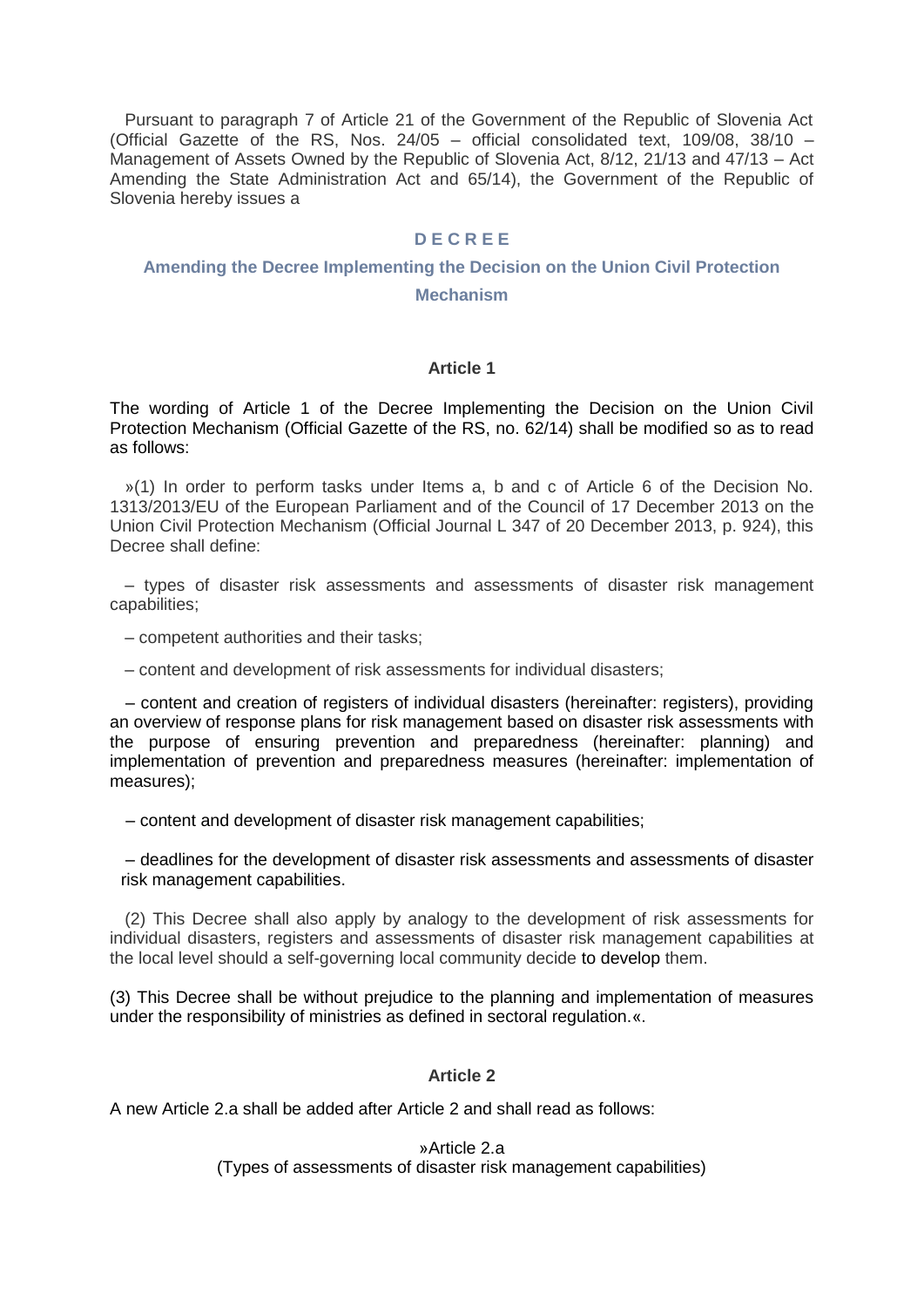Pursuant to paragraph 7 of Article 21 of the Government of the Republic of Slovenia Act (Official Gazette of the RS, Nos. 24/05 – official consolidated text, 109/08, 38/10 – Management of Assets Owned by the Republic of Slovenia Act, 8/12, 21/13 and 47/13 – Act Amending the State Administration Act and 65/14), the Government of the Republic of Slovenia hereby issues a

# D E C R E E

## Amending the Decree Implementing the Decision on the Union Civil Protection Mechanism

### Article 1

The wording of Article 1 of the Decree Implementing the Decision on the Union Civil Protection Mechanism (Official Gazette of the RS, no. 62/14) shall be modified so as to read as follows:

»(1) In order to perform tasks under Items a, b and c of Article 6 of the Decision No. 1313/2013/EU of the European Parliament and of the Council of 17 December 2013 on the Union Civil Protection Mechanism (Official Journal L 347 of 20 December 2013, p. 924), this Decree shall define:

– types of disaster risk assessments and assessments of disaster risk management capabilities;

– competent authorities and their tasks;

– content and development of risk assessments for individual disasters;

– content and creation of registers of individual disasters (hereinafter: registers), providing an overview of response plans for risk management based on disaster risk assessments with the purpose of ensuring prevention and preparedness (hereinafter: planning) and implementation of prevention and preparedness measures (hereinafter: implementation of measures);

– content and development of disaster risk management capabilities;

– deadlines for the development of disaster risk assessments and assessments of disaster risk management capabilities.

(2) This Decree shall also apply by analogy to the development of risk assessments for individual disasters, registers and assessments of disaster risk management capabilities at the local level should a self-governing local community decide to develop them.

(3) This Decree shall be without prejudice to the planning and implementation of measures under the responsibility of ministries as defined in sectoral regulation.«.

### Article 2

A new Article 2.a shall be added after Article 2 and shall read as follows:

»Article 2.a
(Types of assessments of disaster risk management capabilities)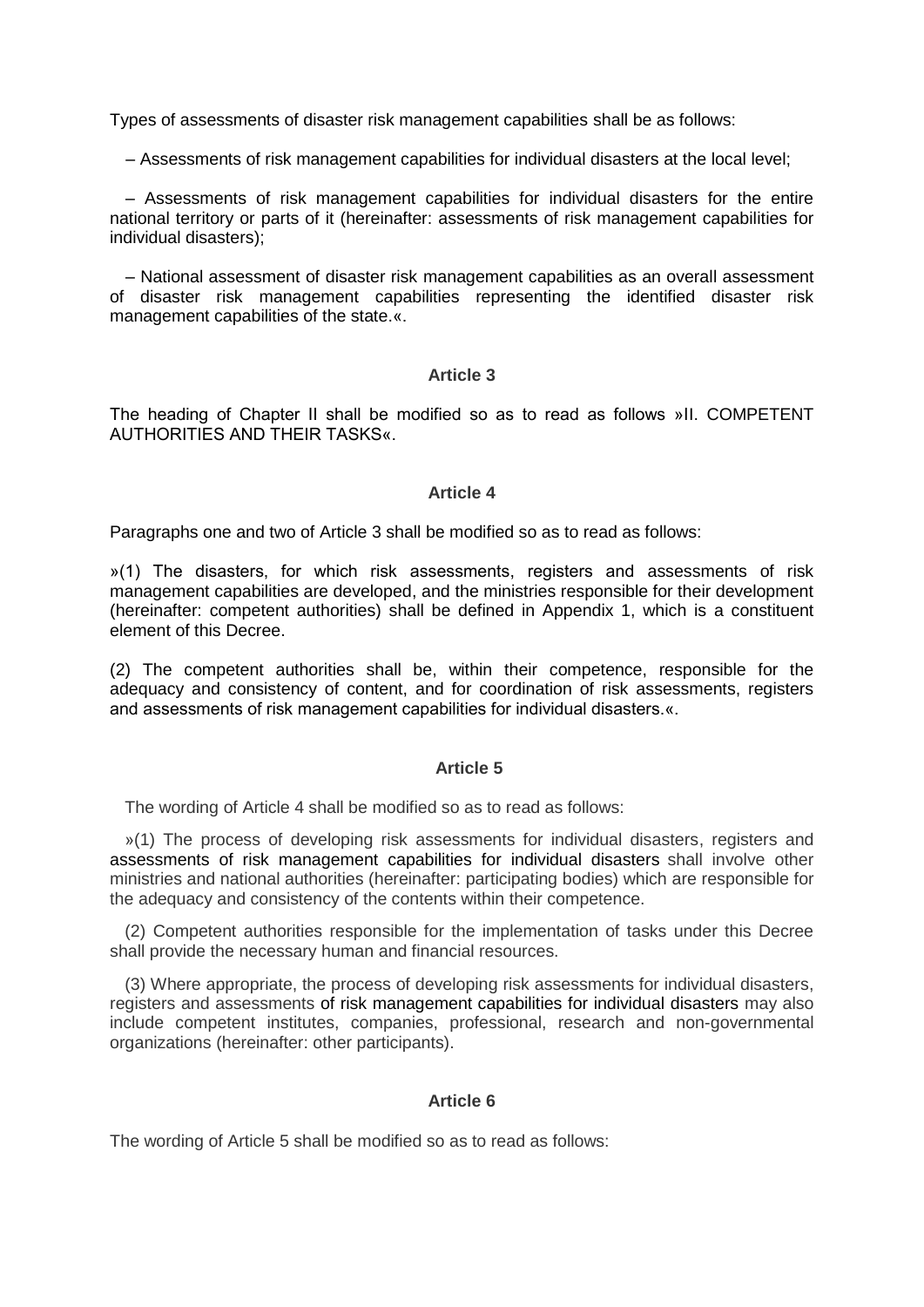Types of assessments of disaster risk management capabilities shall be as follows:

– Assessments of risk management capabilities for individual disasters at the local level;

– Assessments of risk management capabilities for individual disasters for the entire national territory or parts of it (hereinafter: assessments of risk management capabilities for individual disasters);

– National assessment of disaster risk management capabilities as an overall assessment of disaster risk management capabilities representing the identified disaster risk management capabilities of the state.«.

**Article 3**

The heading of Chapter II shall be modified so as to read as follows »II. COMPETENT AUTHORITIES AND THEIR TASKS«.

**Article 4**

Paragraphs one and two of Article 3 shall be modified so as to read as follows:

»(1) The disasters, for which risk assessments, registers and assessments of risk management capabilities are developed, and the ministries responsible for their development (hereinafter: competent authorities) shall be defined in Appendix 1, which is a constituent element of this Decree.

(2) The competent authorities shall be, within their competence, responsible for the adequacy and consistency of content, and for coordination of risk assessments, registers and assessments of risk management capabilities for individual disasters.«.

**Article 5**

The wording of Article 4 shall be modified so as to read as follows:

»(1) The process of developing risk assessments for individual disasters, registers and assessments of risk management capabilities for individual disasters shall involve other ministries and national authorities (hereinafter: participating bodies) which are responsible for the adequacy and consistency of the contents within their competence.

(2) Competent authorities responsible for the implementation of tasks under this Decree shall provide the necessary human and financial resources.

(3) Where appropriate, the process of developing risk assessments for individual disasters, registers and assessments of risk management capabilities for individual disasters may also include competent institutes, companies, professional, research and non-governmental organizations (hereinafter: other participants).

**Article 6**

The wording of Article 5 shall be modified so as to read as follows: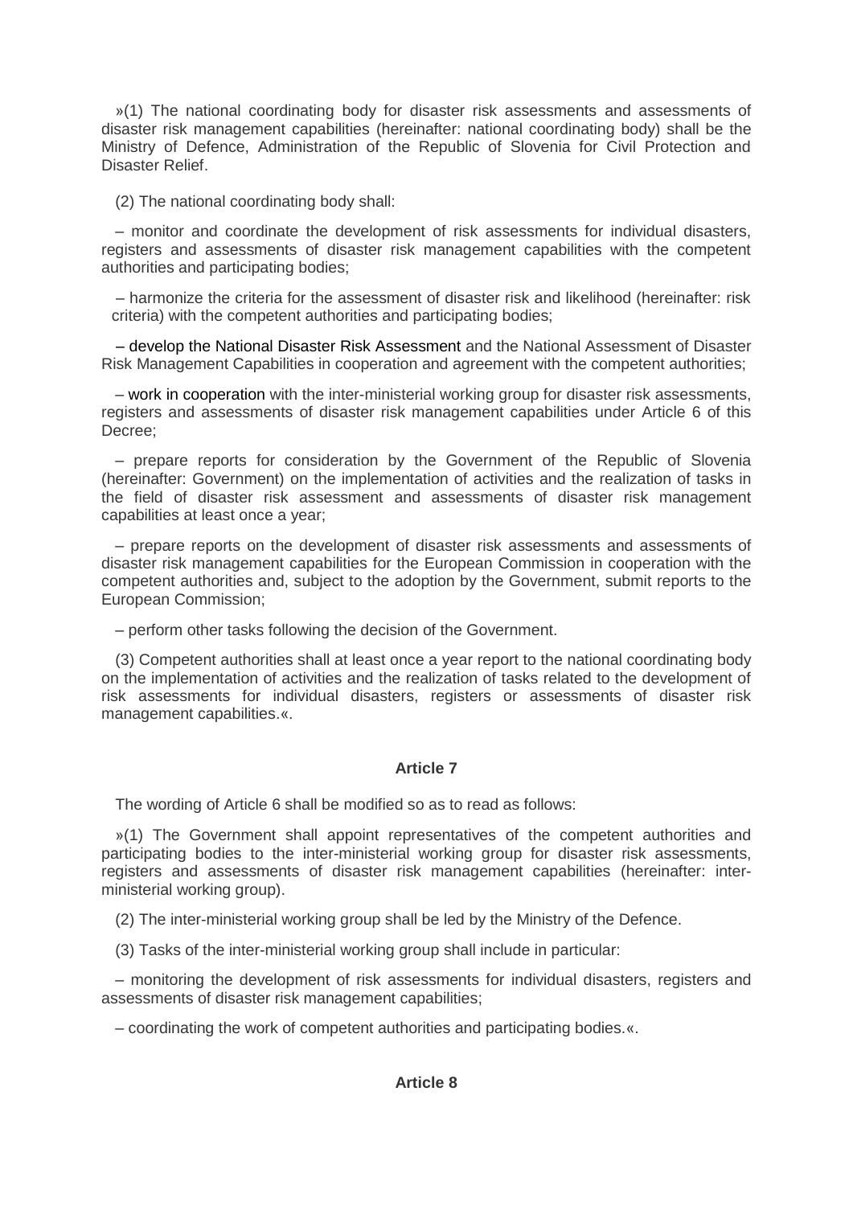»(1) The national coordinating body for disaster risk assessments and assessments of disaster risk management capabilities (hereinafter: national coordinating body) shall be the Ministry of Defence, Administration of the Republic of Slovenia for Civil Protection and Disaster Relief.

(2) The national coordinating body shall:

– monitor and coordinate the development of risk assessments for individual disasters, registers and assessments of disaster risk management capabilities with the competent authorities and participating bodies;

– harmonize the criteria for the assessment of disaster risk and likelihood (hereinafter: risk criteria) with the competent authorities and participating bodies;

– develop the National Disaster Risk Assessment and the National Assessment of Disaster Risk Management Capabilities in cooperation and agreement with the competent authorities;

– work in cooperation with the inter-ministerial working group for disaster risk assessments, registers and assessments of disaster risk management capabilities under Article 6 of this Decree;

– prepare reports for consideration by the Government of the Republic of Slovenia (hereinafter: Government) on the implementation of activities and the realization of tasks in the field of disaster risk assessment and assessments of disaster risk management capabilities at least once a year;

– prepare reports on the development of disaster risk assessments and assessments of disaster risk management capabilities for the European Commission in cooperation with the competent authorities and, subject to the adoption by the Government, submit reports to the European Commission;

– perform other tasks following the decision of the Government.

(3) Competent authorities shall at least once a year report to the national coordinating body on the implementation of activities and the realization of tasks related to the development of risk assessments for individual disasters, registers or assessments of disaster risk management capabilities.«.

**Article 7**

The wording of Article 6 shall be modified so as to read as follows:

»(1) The Government shall appoint representatives of the competent authorities and participating bodies to the inter-ministerial working group for disaster risk assessments, registers and assessments of disaster risk management capabilities (hereinafter: inter-ministerial working group).

(2) The inter-ministerial working group shall be led by the Ministry of the Defence.

(3) Tasks of the inter-ministerial working group shall include in particular:

– monitoring the development of risk assessments for individual disasters, registers and assessments of disaster risk management capabilities;

– coordinating the work of competent authorities and participating bodies.«.

**Article 8**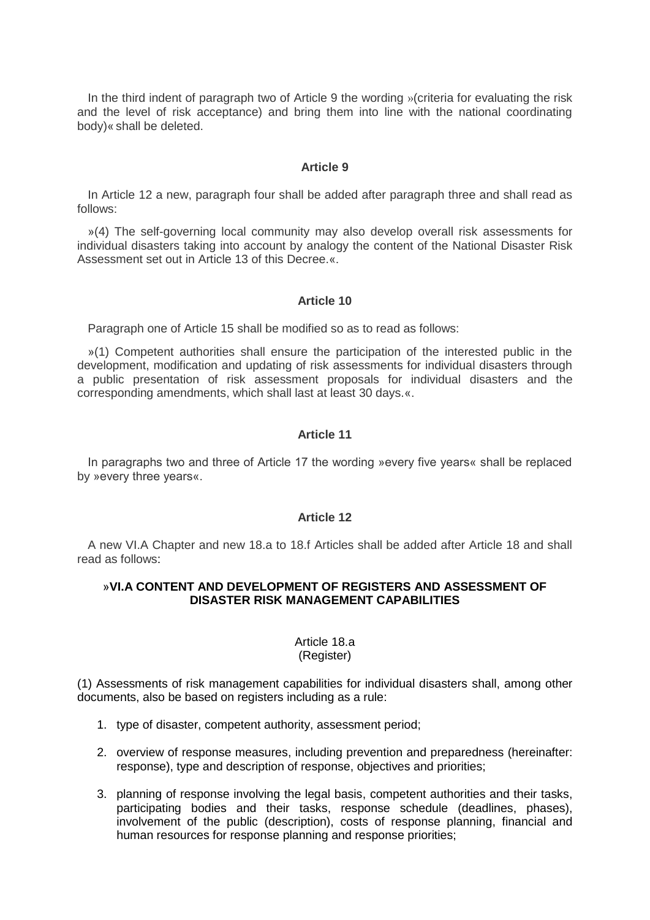In the third indent of paragraph two of Article 9 the wording »(criteria for evaluating the risk and the level of risk acceptance) and bring them into line with the national coordinating body)« shall be deleted.

#### Article 9

In Article 12 a new, paragraph four shall be added after paragraph three and shall read as follows:

»(4) The self-governing local community may also develop overall risk assessments for individual disasters taking into account by analogy the content of the National Disaster Risk Assessment set out in Article 13 of this Decree.«.

#### Article 10

Paragraph one of Article 15 shall be modified so as to read as follows:

»(1) Competent authorities shall ensure the participation of the interested public in the development, modification and updating of risk assessments for individual disasters through a public presentation of risk assessment proposals for individual disasters and the corresponding amendments, which shall last at least 30 days.«.

#### Article 11

In paragraphs two and three of Article 17 the wording »every five years« shall be replaced by »every three years«.

#### Article 12

A new VI.A Chapter and new 18.a to 18.f Articles shall be added after Article 18 and shall read as follows:

**»VI.A CONTENT AND DEVELOPMENT OF REGISTERS AND ASSESSMENT OF DISASTER RISK MANAGEMENT CAPABILITIES**

Article 18.a
(Register)

(1) Assessments of risk management capabilities for individual disasters shall, among other documents, also be based on registers including as a rule:

1. type of disaster, competent authority, assessment period;
2. overview of response measures, including prevention and preparedness (hereinafter: response), type and description of response, objectives and priorities;
3. planning of response involving the legal basis, competent authorities and their tasks, participating bodies and their tasks, response schedule (deadlines, phases), involvement of the public (description), costs of response planning, financial and human resources for response planning and response priorities;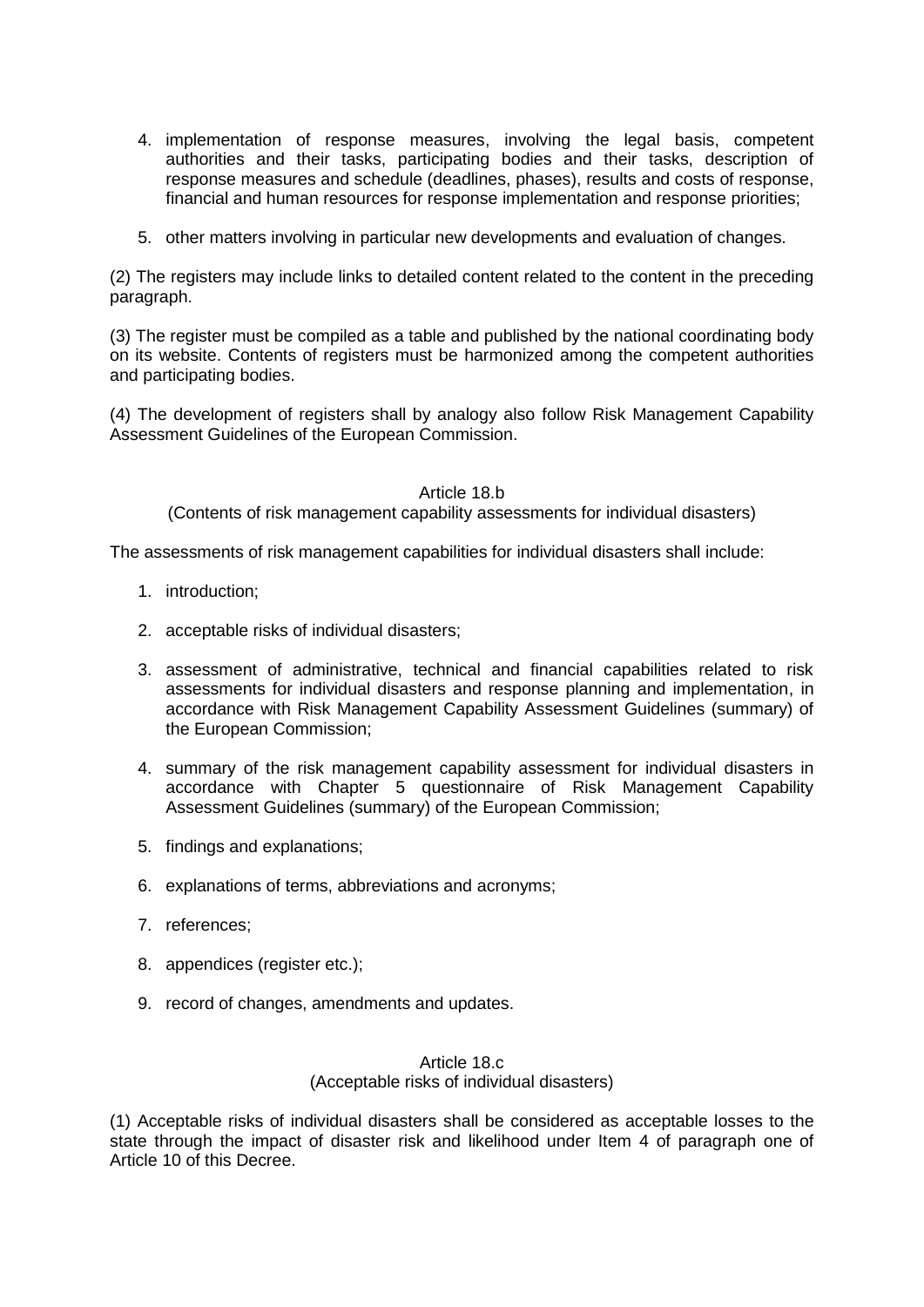4. implementation of response measures, involving the legal basis, competent authorities and their tasks, participating bodies and their tasks, description of response measures and schedule (deadlines, phases), results and costs of response, financial and human resources for response implementation and response priorities;

5. other matters involving in particular new developments and evaluation of changes.

(2) The registers may include links to detailed content related to the content in the preceding paragraph.

(3) The register must be compiled as a table and published by the national coordinating body on its website. Contents of registers must be harmonized among the competent authorities and participating bodies.

(4) The development of registers shall by analogy also follow Risk Management Capability Assessment Guidelines of the European Commission.

Article 18.b

(Contents of risk management capability assessments for individual disasters)

The assessments of risk management capabilities for individual disasters shall include:

1. introduction;

2. acceptable risks of individual disasters;

3. assessment of administrative, technical and financial capabilities related to risk assessments for individual disasters and response planning and implementation, in accordance with Risk Management Capability Assessment Guidelines (summary) of the European Commission;

4. summary of the risk management capability assessment for individual disasters in accordance with Chapter 5 questionnaire of Risk Management Capability Assessment Guidelines (summary) of the European Commission;

5. findings and explanations;

6. explanations of terms, abbreviations and acronyms;

7. references;

8. appendices (register etc.);

9. record of changes, amendments and updates.

Article 18.c

(Acceptable risks of individual disasters)

(1) Acceptable risks of individual disasters shall be considered as acceptable losses to the state through the impact of disaster risk and likelihood under Item 4 of paragraph one of Article 10 of this Decree.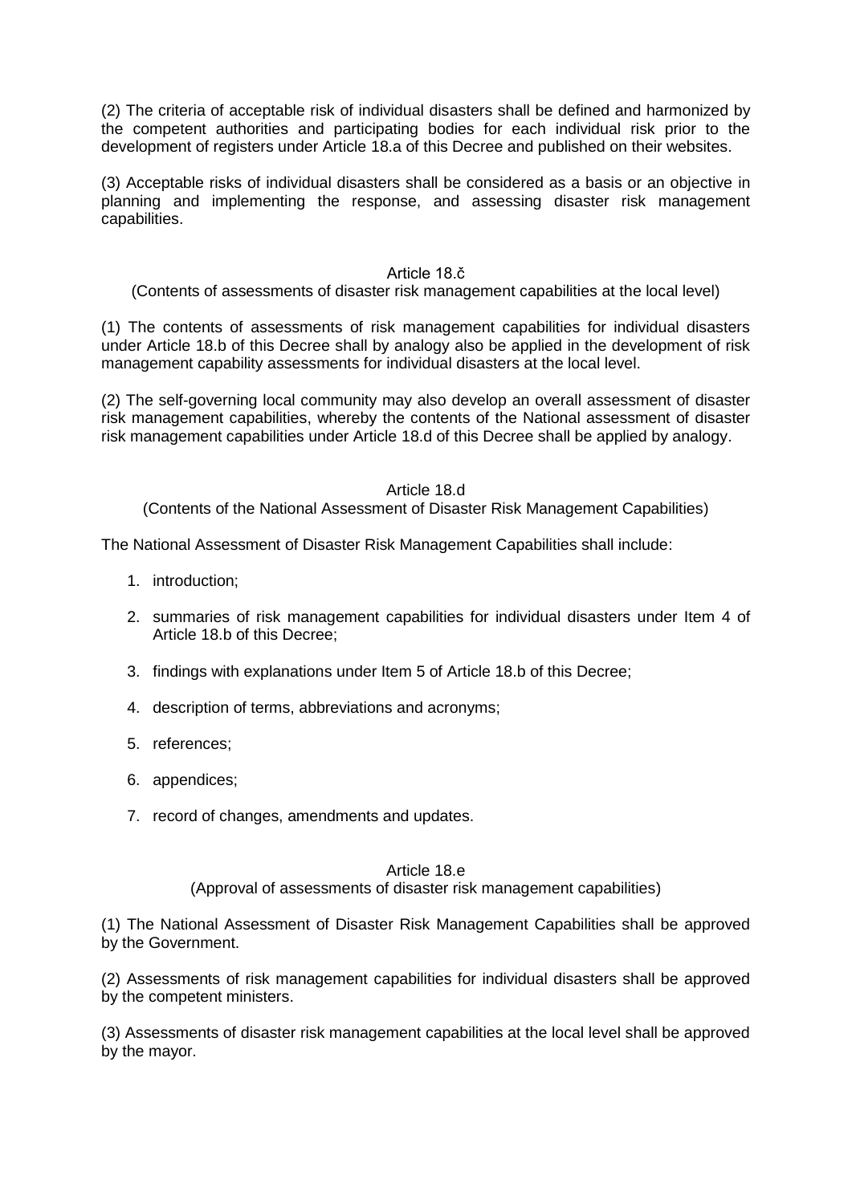(2) The criteria of acceptable risk of individual disasters shall be defined and harmonized by the competent authorities and participating bodies for each individual risk prior to the development of registers under Article 18.a of this Decree and published on their websites.

(3) Acceptable risks of individual disasters shall be considered as a basis or an objective in planning and implementing the response, and assessing disaster risk management capabilities.

### Article 18.č
(Contents of assessments of disaster risk management capabilities at the local level)

(1) The contents of assessments of risk management capabilities for individual disasters under Article 18.b of this Decree shall by analogy also be applied in the development of risk management capability assessments for individual disasters at the local level.

(2) The self-governing local community may also develop an overall assessment of disaster risk management capabilities, whereby the contents of the National assessment of disaster risk management capabilities under Article 18.d of this Decree shall be applied by analogy.

### Article 18.d
(Contents of the National Assessment of Disaster Risk Management Capabilities)

The National Assessment of Disaster Risk Management Capabilities shall include:

1. introduction;
2. summaries of risk management capabilities for individual disasters under Item 4 of Article 18.b of this Decree;
3. findings with explanations under Item 5 of Article 18.b of this Decree;
4. description of terms, abbreviations and acronyms;
5. references;
6. appendices;
7. record of changes, amendments and updates.

### Article 18.e
(Approval of assessments of disaster risk management capabilities)

(1) The National Assessment of Disaster Risk Management Capabilities shall be approved by the Government.

(2) Assessments of risk management capabilities for individual disasters shall be approved by the competent ministers.

(3) Assessments of disaster risk management capabilities at the local level shall be approved by the mayor.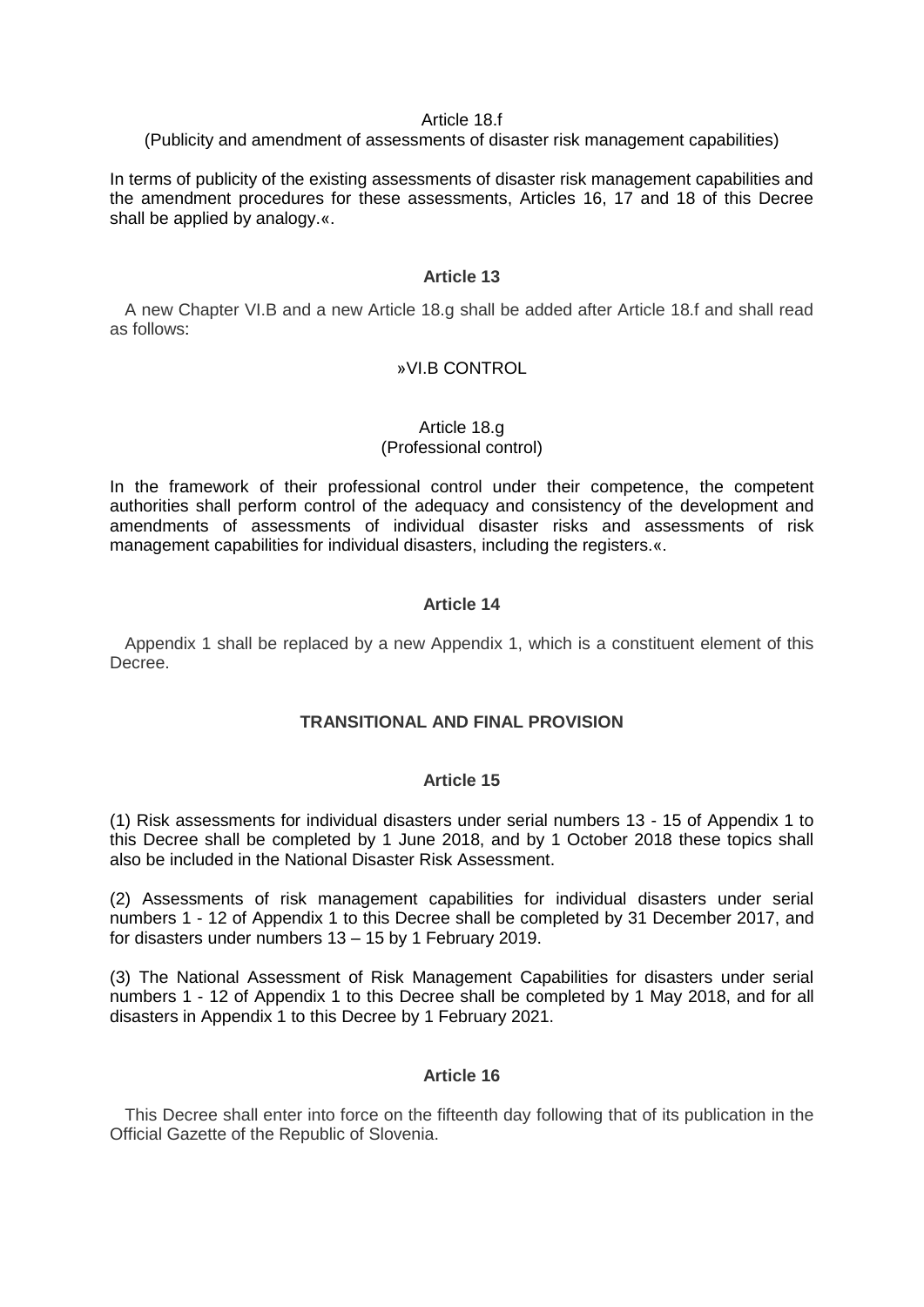Article 18.f

(Publicity and amendment of assessments of disaster risk management capabilities)

In terms of publicity of the existing assessments of disaster risk management capabilities and the amendment procedures for these assessments, Articles 16, 17 and 18 of this Decree shall be applied by analogy.«.

**Article 13**

A new Chapter VI.B and a new Article 18.g shall be added after Article 18.f and shall read as follows:

»VI.B CONTROL

Article 18.g

(Professional control)

In the framework of their professional control under their competence, the competent authorities shall perform control of the adequacy and consistency of the development and amendments of assessments of individual disaster risks and assessments of risk management capabilities for individual disasters, including the registers.«.

**Article 14**

Appendix 1 shall be replaced by a new Appendix 1, which is a constituent element of this Decree.

**TRANSITIONAL AND FINAL PROVISION**

**Article 15**

(1) Risk assessments for individual disasters under serial numbers 13 - 15 of Appendix 1 to this Decree shall be completed by 1 June 2018, and by 1 October 2018 these topics shall also be included in the National Disaster Risk Assessment.

(2) Assessments of risk management capabilities for individual disasters under serial numbers 1 - 12 of Appendix 1 to this Decree shall be completed by 31 December 2017, and for disasters under numbers 13 – 15 by 1 February 2019.

(3) The National Assessment of Risk Management Capabilities for disasters under serial numbers 1 - 12 of Appendix 1 to this Decree shall be completed by 1 May 2018, and for all disasters in Appendix 1 to this Decree by 1 February 2021.

**Article 16**

This Decree shall enter into force on the fifteenth day following that of its publication in the Official Gazette of the Republic of Slovenia.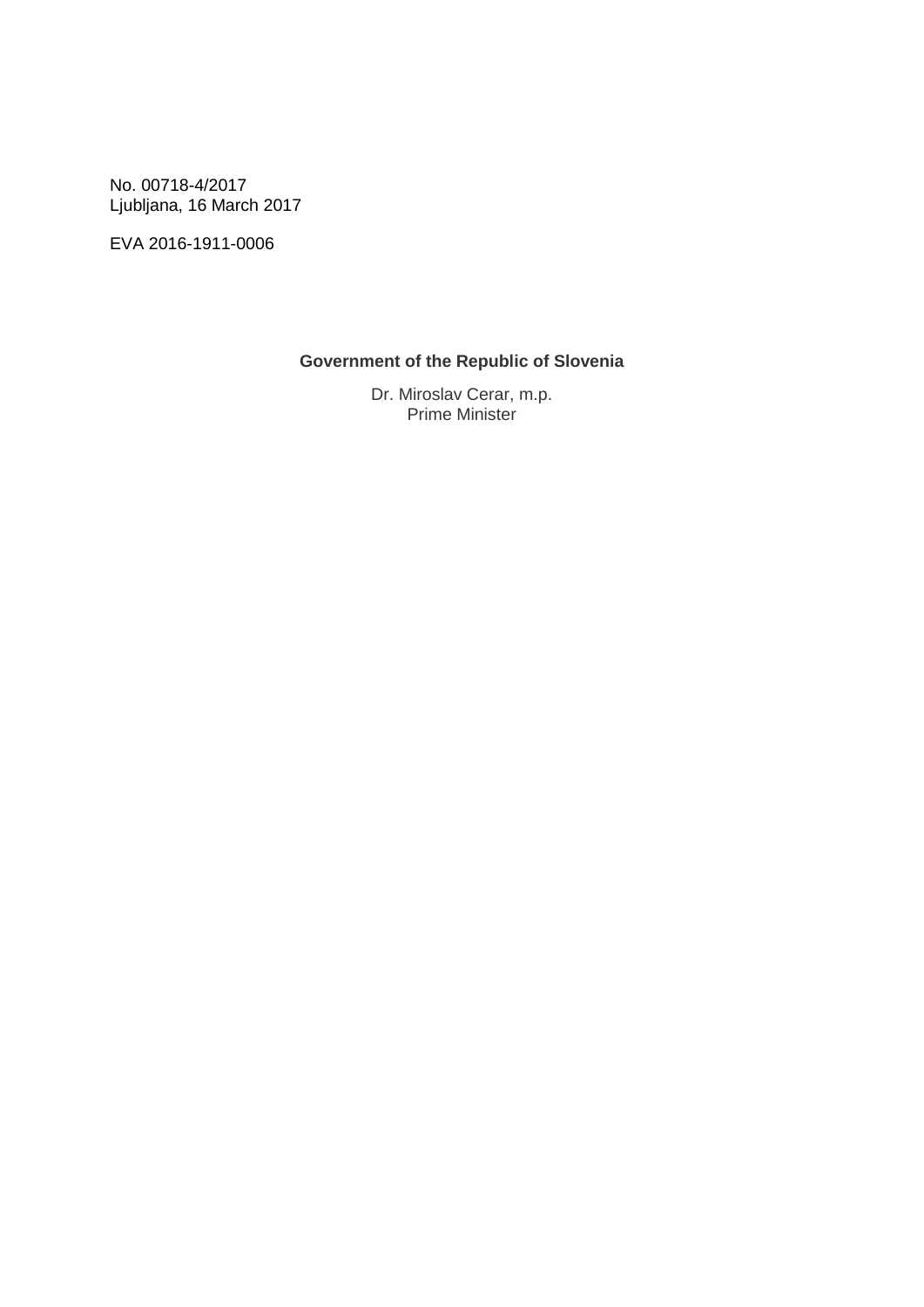No. 00718-4/2017
Ljubljana, 16 March 2017

EVA 2016-1911-0006

**Government of the Republic of Slovenia**

Dr. Miroslav Cerar, m.p.
Prime Minister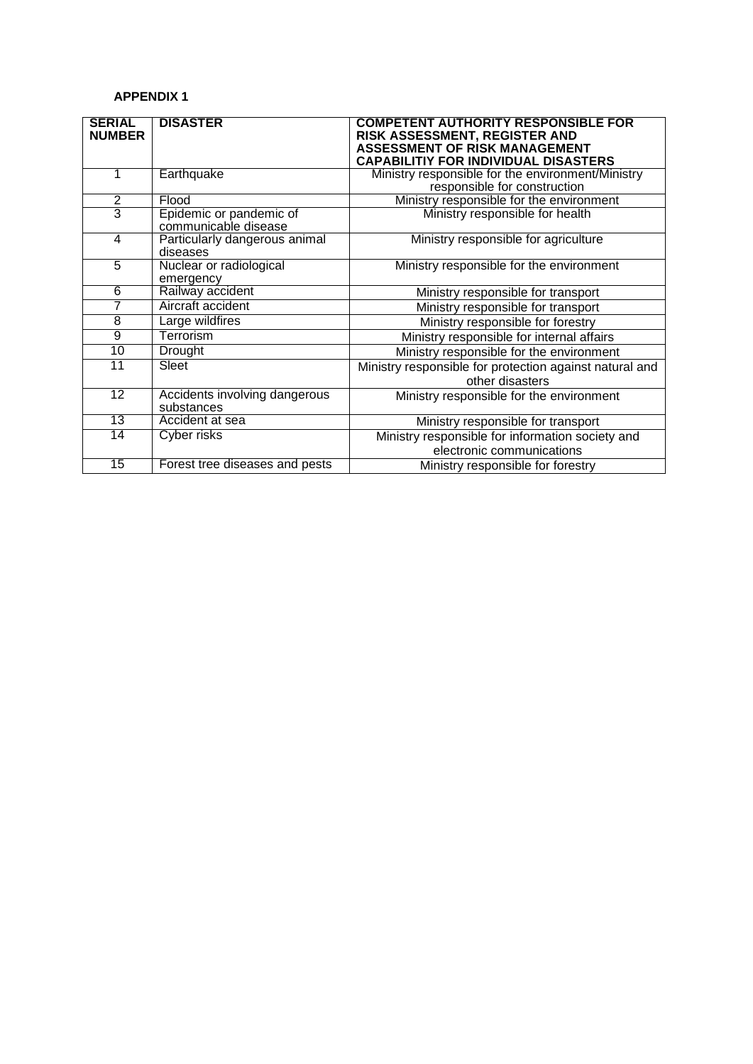**APPENDIX 1**

| SERIAL NUMBER | DISASTER | COMPETENT AUTHORITY RESPONSIBLE FOR RISK ASSESSMENT, REGISTER AND ASSESSMENT OF RISK MANAGEMENT CAPABILITIY FOR INDIVIDUAL DISASTERS |
|---|---|---|
| 1 | Earthquake | Ministry responsible for the environment/Ministry responsible for construction |
| 2 | Flood | Ministry responsible for the environment |
| 3 | Epidemic or pandemic of communicable disease | Ministry responsible for health |
| 4 | Particularly dangerous animal diseases | Ministry responsible for agriculture |
| 5 | Nuclear or radiological emergency | Ministry responsible for the environment |
| 6 | Railway accident | Ministry responsible for transport |
| 7 | Aircraft accident | Ministry responsible for transport |
| 8 | Large wildfires | Ministry responsible for forestry |
| 9 | Terrorism | Ministry responsible for internal affairs |
| 10 | Drought | Ministry responsible for the environment |
| 11 | Sleet | Ministry responsible for protection against natural and other disasters |
| 12 | Accidents involving dangerous substances | Ministry responsible for the environment |
| 13 | Accident at sea | Ministry responsible for transport |
| 14 | Cyber risks | Ministry responsible for information society and electronic communications |
| 15 | Forest tree diseases and pests | Ministry responsible for forestry |